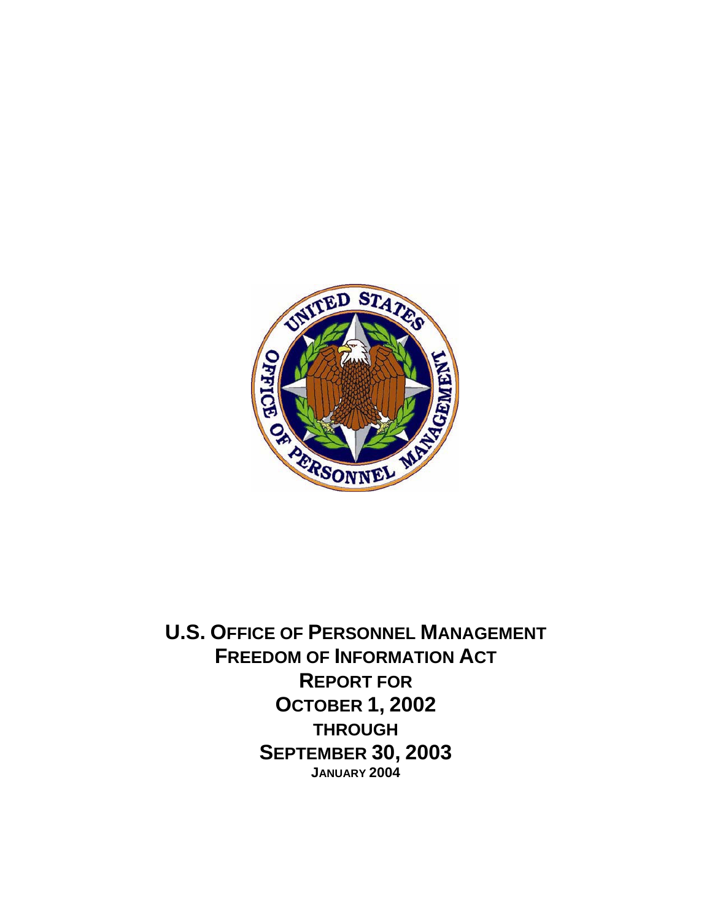# U.S. Office of Personnel Management
# Freedom of Information Act
# Report for
# October 1, 2002
# through
# September 30, 2003

**January 2004**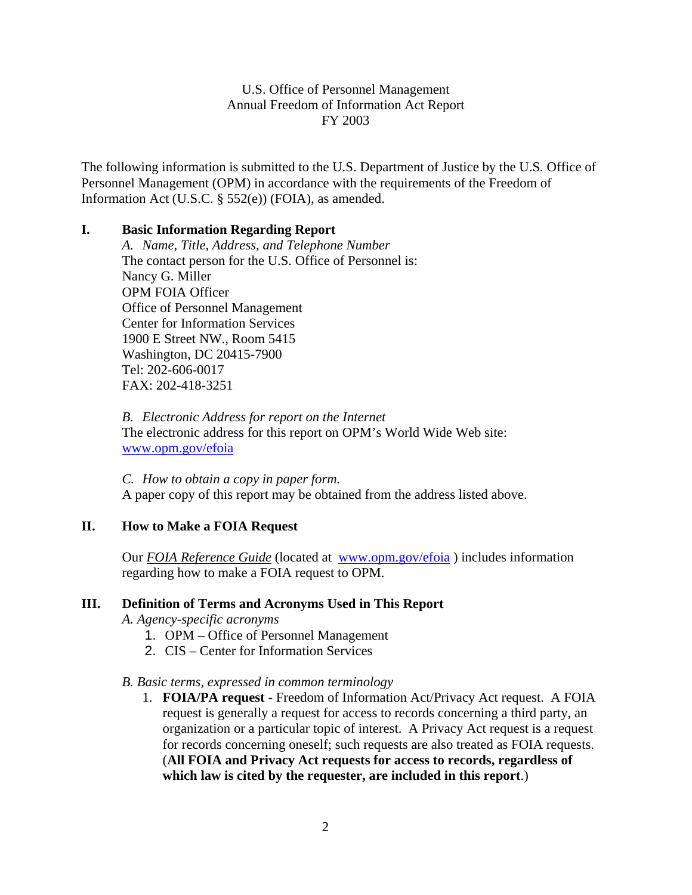U.S. Office of Personnel Management
Annual Freedom of Information Act Report
FY 2003

The following information is submitted to the U.S. Department of Justice by the U.S. Office of Personnel Management (OPM) in accordance with the requirements of the Freedom of Information Act (U.S.C. § 552(e)) (FOIA), as amended.

## I. Basic Information Regarding Report

*A. Name, Title, Address, and Telephone Number*

The contact person for the U.S. Office of Personnel is:
Nancy G. Miller
OPM FOIA Officer
Office of Personnel Management
Center for Information Services
1900 E Street NW., Room 5415
Washington, DC 20415-7900
Tel: 202-606-0017
FAX: 202-418-3251

*B. Electronic Address for report on the Internet*

The electronic address for this report on OPM's World Wide Web site:
www.opm.gov/efoia

*C. How to obtain a copy in paper form.*

A paper copy of this report may be obtained from the address listed above.

## II. How to Make a FOIA Request

Our *FOIA Reference Guide* (located at www.opm.gov/efoia ) includes information regarding how to make a FOIA request to OPM.

## III. Definition of Terms and Acronyms Used in This Report

*A. Agency-specific acronyms*

1. OPM – Office of Personnel Management
2. CIS – Center for Information Services

*B. Basic terms, expressed in common terminology*

1. **FOIA/PA request** - Freedom of Information Act/Privacy Act request. A FOIA request is generally a request for access to records concerning a third party, an organization or a particular topic of interest. A Privacy Act request is a request for records concerning oneself; such requests are also treated as FOIA requests. (**All FOIA and Privacy Act requests for access to records, regardless of which law is cited by the requester, are included in this report**.)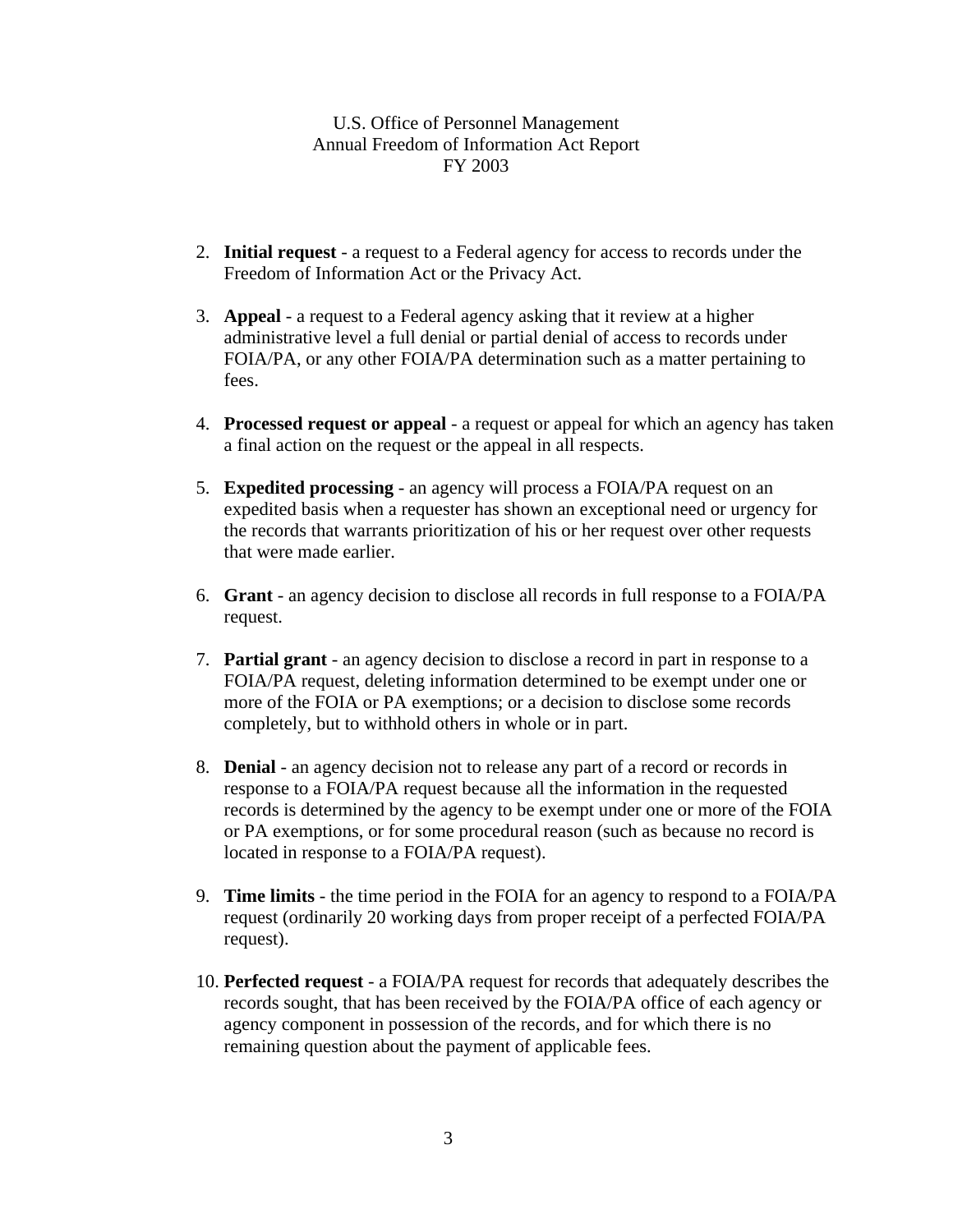2. **Initial request** - a request to a Federal agency for access to records under the Freedom of Information Act or the Privacy Act.

3. **Appeal** - a request to a Federal agency asking that it review at a higher administrative level a full denial or partial denial of access to records under FOIA/PA, or any other FOIA/PA determination such as a matter pertaining to fees.

4. **Processed request or appeal** - a request or appeal for which an agency has taken a final action on the request or the appeal in all respects.

5. **Expedited processing** - an agency will process a FOIA/PA request on an expedited basis when a requester has shown an exceptional need or urgency for the records that warrants prioritization of his or her request over other requests that were made earlier.

6. **Grant** - an agency decision to disclose all records in full response to a FOIA/PA request.

7. **Partial grant** - an agency decision to disclose a record in part in response to a FOIA/PA request, deleting information determined to be exempt under one or more of the FOIA or PA exemptions; or a decision to disclose some records completely, but to withhold others in whole or in part.

8. **Denial** - an agency decision not to release any part of a record or records in response to a FOIA/PA request because all the information in the requested records is determined by the agency to be exempt under one or more of the FOIA or PA exemptions, or for some procedural reason (such as because no record is located in response to a FOIA/PA request).

9. **Time limits** - the time period in the FOIA for an agency to respond to a FOIA/PA request (ordinarily 20 working days from proper receipt of a perfected FOIA/PA request).

10. **Perfected request** - a FOIA/PA request for records that adequately describes the records sought, that has been received by the FOIA/PA office of each agency or agency component in possession of the records, and for which there is no remaining question about the payment of applicable fees.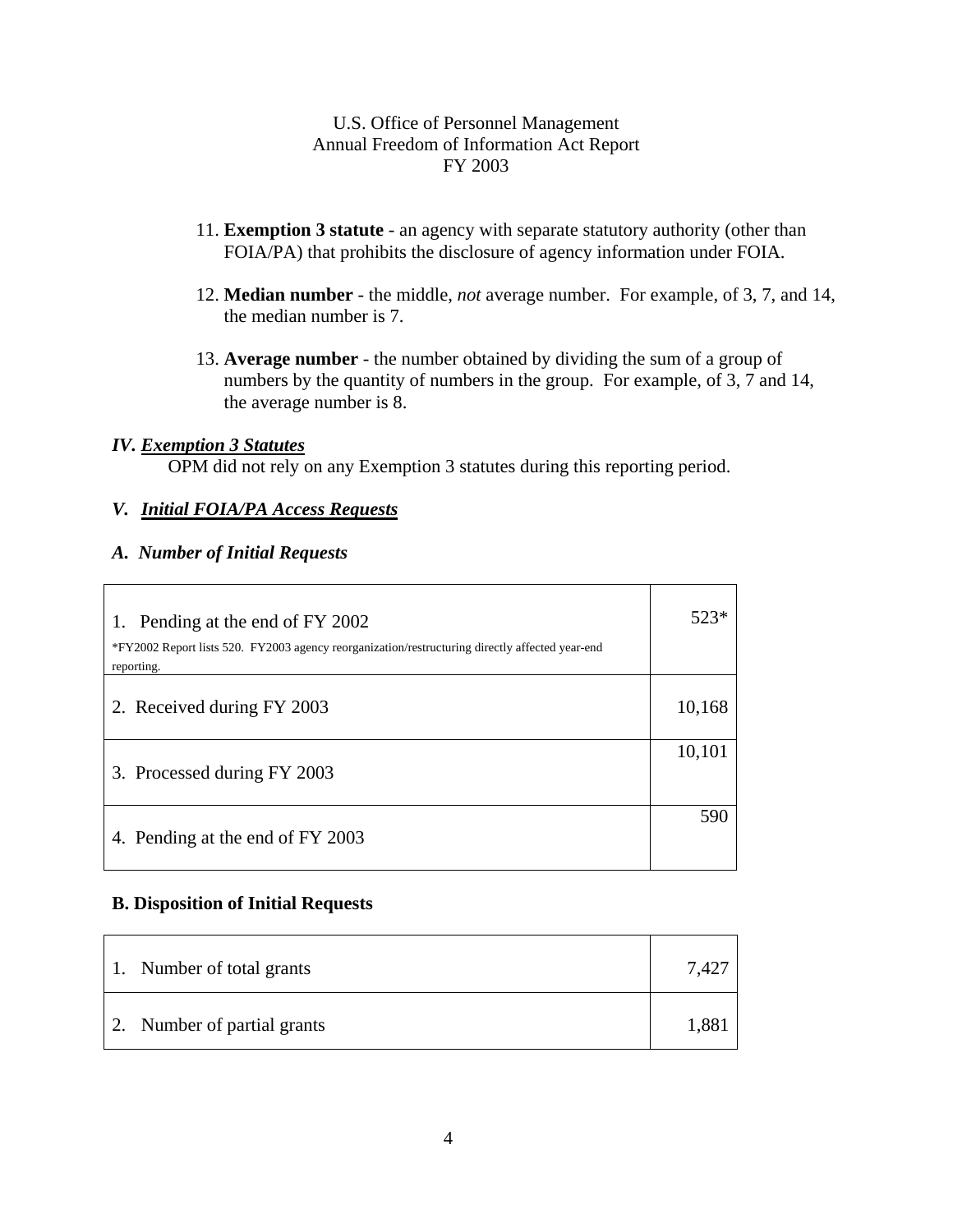U.S. Office of Personnel Management
Annual Freedom of Information Act Report
FY 2003

11. **Exemption 3 statute** - an agency with separate statutory authority (other than FOIA/PA) that prohibits the disclosure of agency information under FOIA.

12. **Median number** - the middle, *not* average number. For example, of 3, 7, and 14, the median number is 7.

13. **Average number** - the number obtained by dividing the sum of a group of numbers by the quantity of numbers in the group. For example, of 3, 7 and 14, the average number is 8.

## *IV. Exemption 3 Statutes*

OPM did not rely on any Exemption 3 statutes during this reporting period.

## *V. Initial FOIA/PA Access Requests*

### *A. Number of Initial Requests*

| | |
|---|---|
| 1. Pending at the end of FY 2002<br>*FY2002 Report lists 520. FY2003 agency reorganization/restructuring directly affected year-end reporting. | 523* |
| 2. Received during FY 2003 | 10,168 |
| 3. Processed during FY 2003 | 10,101 |
| 4. Pending at the end of FY 2003 | 590 |

### **B. Disposition of Initial Requests**

| | |
|---|---|
| 1. Number of total grants | 7,427 |
| 2. Number of partial grants | 1,881 |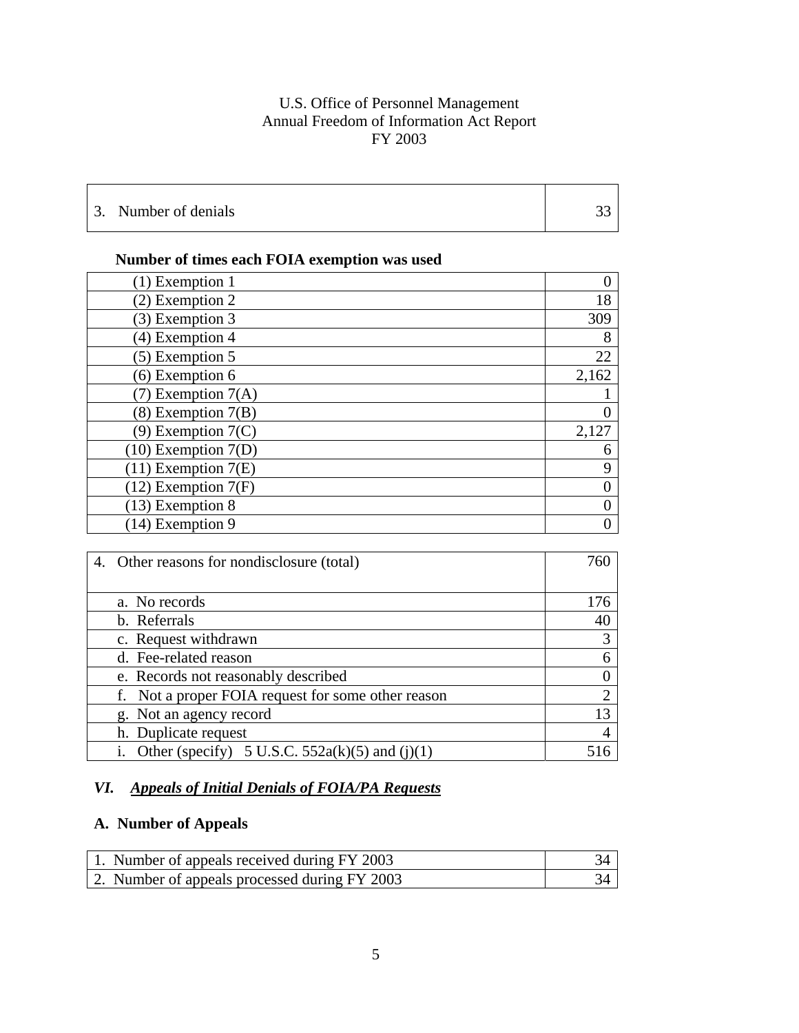U.S. Office of Personnel Management
Annual Freedom of Information Act Report
FY 2003

| 3. Number of denials | 33 |
|---|---|

**Number of times each FOIA exemption was used**

| Exemption | Count |
|---|---|
| (1) Exemption 1 | 0 |
| (2) Exemption 2 | 18 |
| (3) Exemption 3 | 309 |
| (4) Exemption 4 | 8 |
| (5) Exemption 5 | 22 |
| (6) Exemption 6 | 2,162 |
| (7) Exemption 7(A) | 1 |
| (8) Exemption 7(B) | 0 |
| (9) Exemption 7(C) | 2,127 |
| (10) Exemption 7(D) | 6 |
| (11) Exemption 7(E) | 9 |
| (12) Exemption 7(F) | 0 |
| (13) Exemption 8 | 0 |
| (14) Exemption 9 | 0 |

| 4. Other reasons for nondisclosure (total) | 760 |
|---|---|
| a. No records | 176 |
| b. Referrals | 40 |
| c. Request withdrawn | 3 |
| d. Fee-related reason | 6 |
| e. Records not reasonably described | 0 |
| f. Not a proper FOIA request for some other reason | 2 |
| g. Not an agency record | 13 |
| h. Duplicate request | 4 |
| i. Other (specify) 5 U.S.C. 552a(k)(5) and (j)(1) | 516 |

## *VI. Appeals of Initial Denials of FOIA/PA Requests*

### A. Number of Appeals

| 1. Number of appeals received during FY 2003 | 34 |
|---|---|
| 2. Number of appeals processed during FY 2003 | 34 |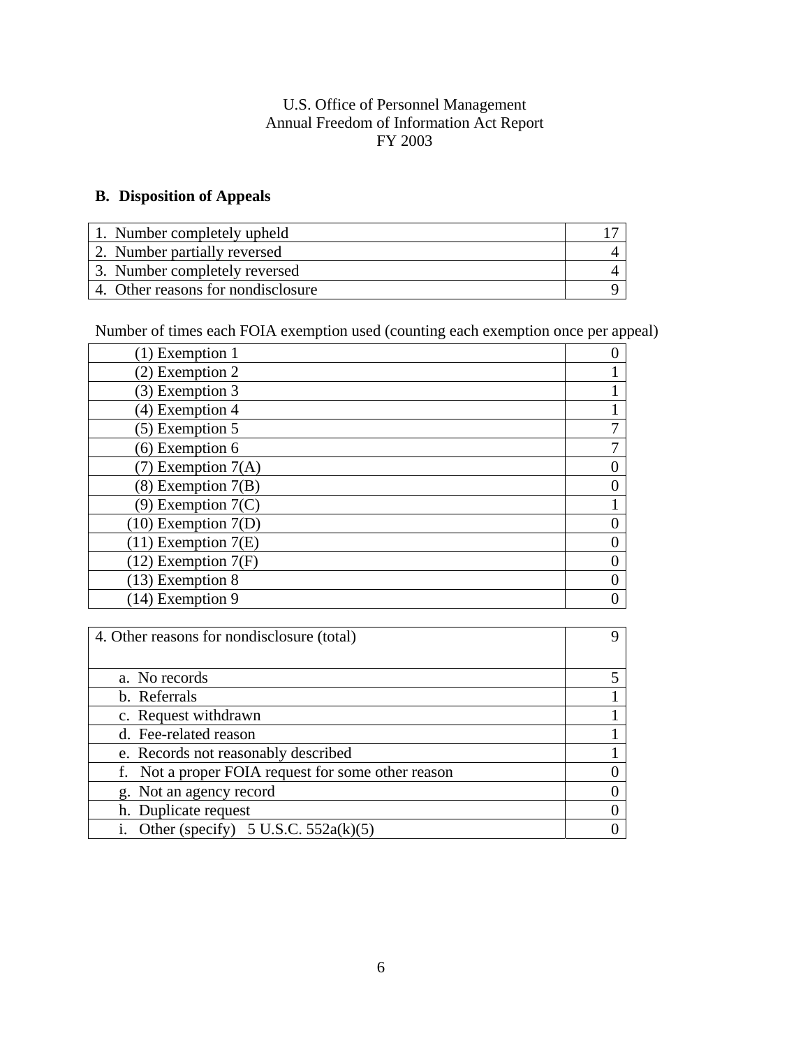U.S. Office of Personnel Management
Annual Freedom of Information Act Report
FY 2003

## B. Disposition of Appeals

| | |
|---|---|
| 1. Number completely upheld | 17 |
| 2. Number partially reversed | 4 |
| 3. Number completely reversed | 4 |
| 4. Other reasons for nondisclosure | 9 |

Number of times each FOIA exemption used (counting each exemption once per appeal)

| | |
|---|---|
| (1) Exemption 1 | 0 |
| (2) Exemption 2 | 1 |
| (3) Exemption 3 | 1 |
| (4) Exemption 4 | 1 |
| (5) Exemption 5 | 7 |
| (6) Exemption 6 | 7 |
| (7) Exemption 7(A) | 0 |
| (8) Exemption 7(B) | 0 |
| (9) Exemption 7(C) | 1 |
| (10) Exemption 7(D) | 0 |
| (11) Exemption 7(E) | 0 |
| (12) Exemption 7(F) | 0 |
| (13) Exemption 8 | 0 |
| (14) Exemption 9 | 0 |

| | |
|---|---|
| 4. Other reasons for nondisclosure (total) | 9 |
| a. No records | 5 |
| b. Referrals | 1 |
| c. Request withdrawn | 1 |
| d. Fee-related reason | 1 |
| e. Records not reasonably described | 1 |
| f. Not a proper FOIA request for some other reason | 0 |
| g. Not an agency record | 0 |
| h. Duplicate request | 0 |
| i. Other (specify) 5 U.S.C. 552a(k)(5) | 0 |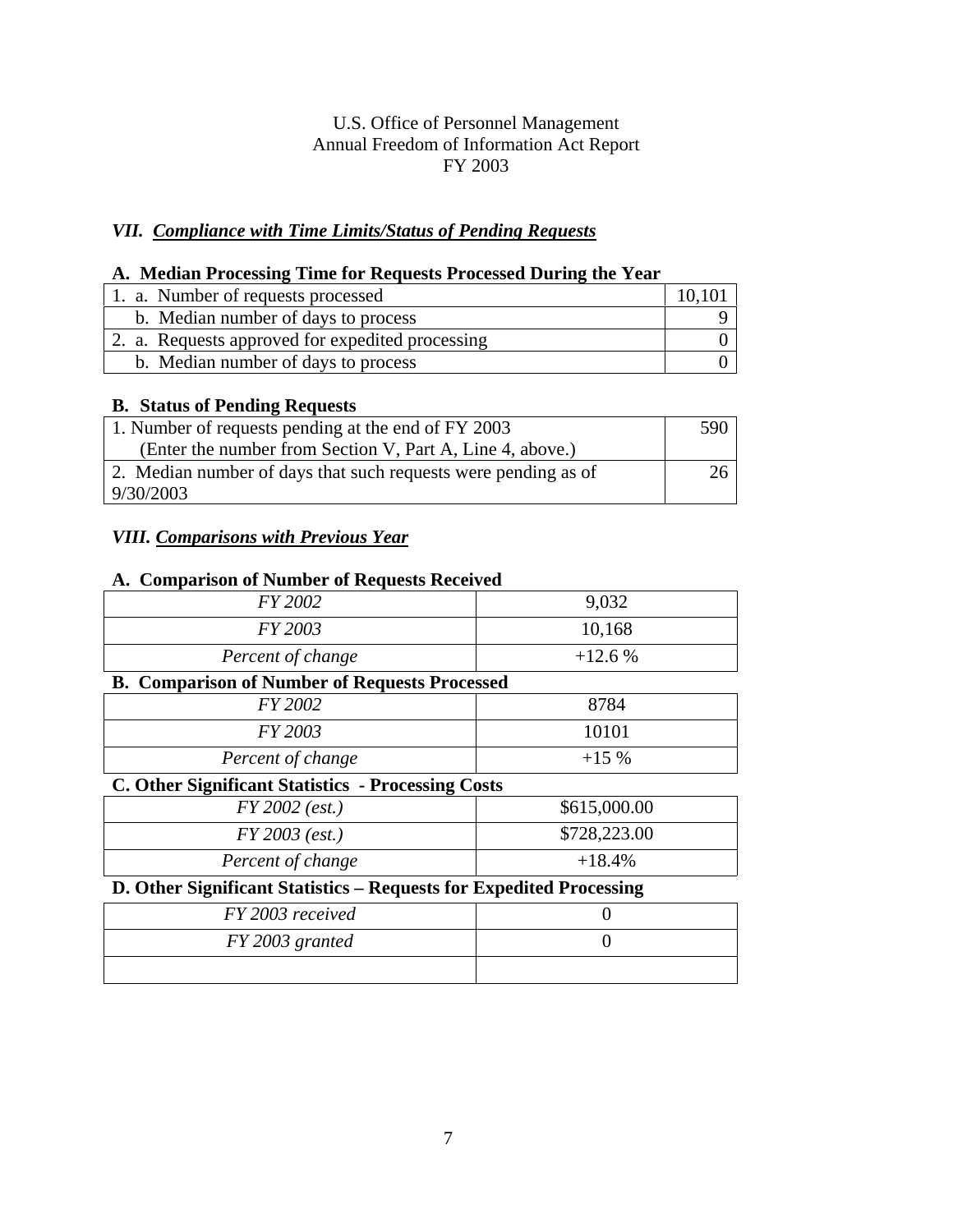U.S. Office of Personnel Management
Annual Freedom of Information Act Report
FY 2003

## *VII. Compliance with Time Limits/Status of Pending Requests*

### A. Median Processing Time for Requests Processed During the Year

| | |
|---|---|
| 1. a. Number of requests processed | 10,101 |
| b. Median number of days to process | 9 |
| 2. a. Requests approved for expedited processing | 0 |
| b. Median number of days to process | 0 |

### B. Status of Pending Requests

| | |
|---|---|
| 1. Number of requests pending at the end of FY 2003 (Enter the number from Section V, Part A, Line 4, above.) | 590 |
| 2. Median number of days that such requests were pending as of 9/30/2003 | 26 |

## *VIII. Comparisons with Previous Year*

### A. Comparison of Number of Requests Received

| | |
|---|---|
| *FY 2002* | 9,032 |
| *FY 2003* | 10,168 |
| *Percent of change* | +12.6 % |

### B. Comparison of Number of Requests Processed

| | |
|---|---|
| *FY 2002* | 8784 |
| *FY 2003* | 10101 |
| *Percent of change* | +15 % |

### C. Other Significant Statistics - Processing Costs

| | |
|---|---|
| *FY 2002 (est.)* | $615,000.00 |
| *FY 2003 (est.)* | $728,223.00 |
| *Percent of change* | +18.4% |

### D. Other Significant Statistics – Requests for Expedited Processing

| | |
|---|---|
| *FY 2003 received* | 0 |
| *FY 2003 granted* | 0 |
| | |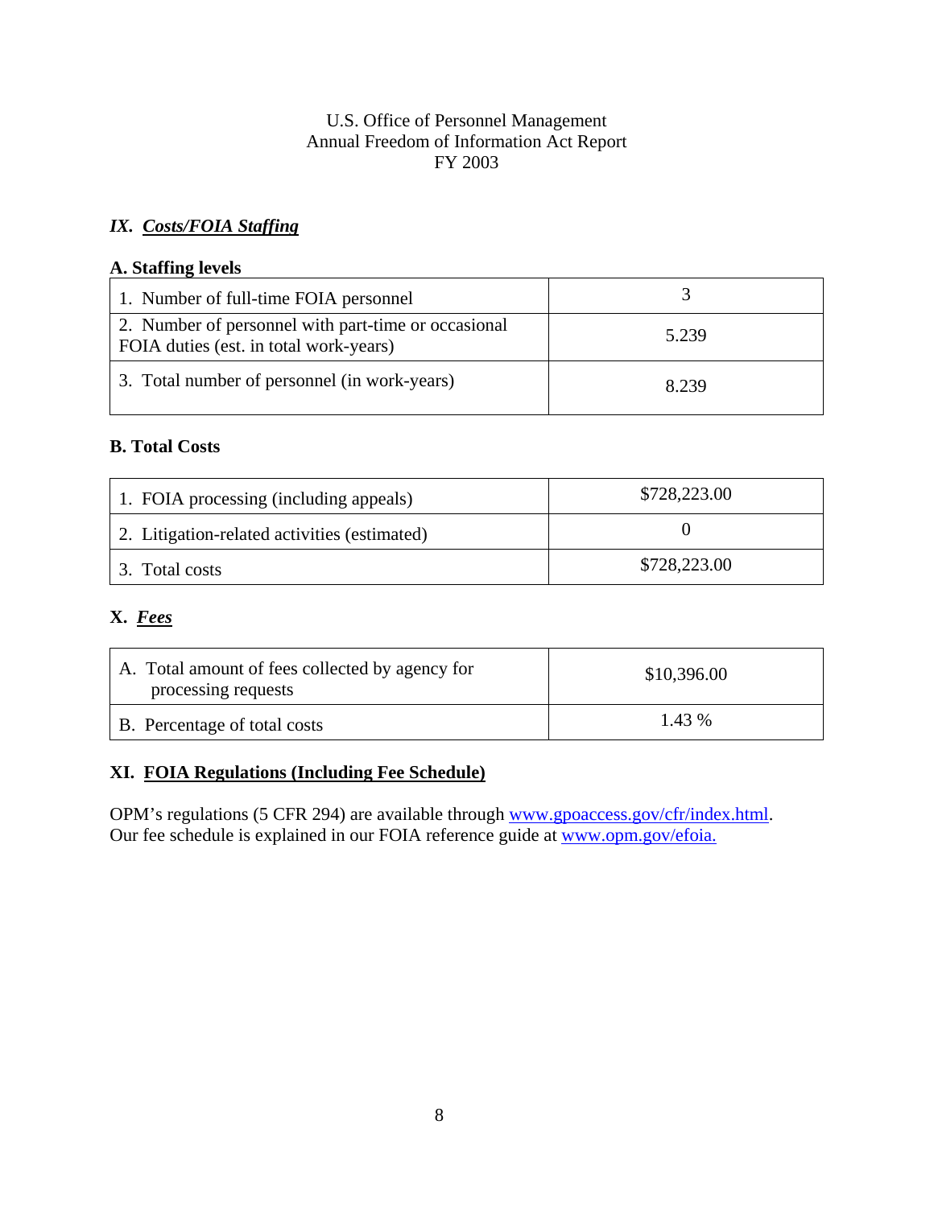U.S. Office of Personnel Management
Annual Freedom of Information Act Report
FY 2003

## *IX. Costs/FOIA Staffing*

### A. Staffing levels

| | |
|---|---|
| 1. Number of full-time FOIA personnel | 3 |
| 2. Number of personnel with part-time or occasional FOIA duties (est. in total work-years) | 5.239 |
| 3. Total number of personnel (in work-years) | 8.239 |

### B. Total Costs

| | |
|---|---|
| 1. FOIA processing (including appeals) | $728,223.00 |
| 2. Litigation-related activities (estimated) | 0 |
| 3. Total costs | $728,223.00 |

## X. *Fees*

| | |
|---|---|
| A. Total amount of fees collected by agency for processing requests | $10,396.00 |
| B. Percentage of total costs | 1.43 % |

## XI. FOIA Regulations (Including Fee Schedule)

OPM's regulations (5 CFR 294) are available through www.gpoaccess.gov/cfr/index.html. Our fee schedule is explained in our FOIA reference guide at www.opm.gov/efoia.